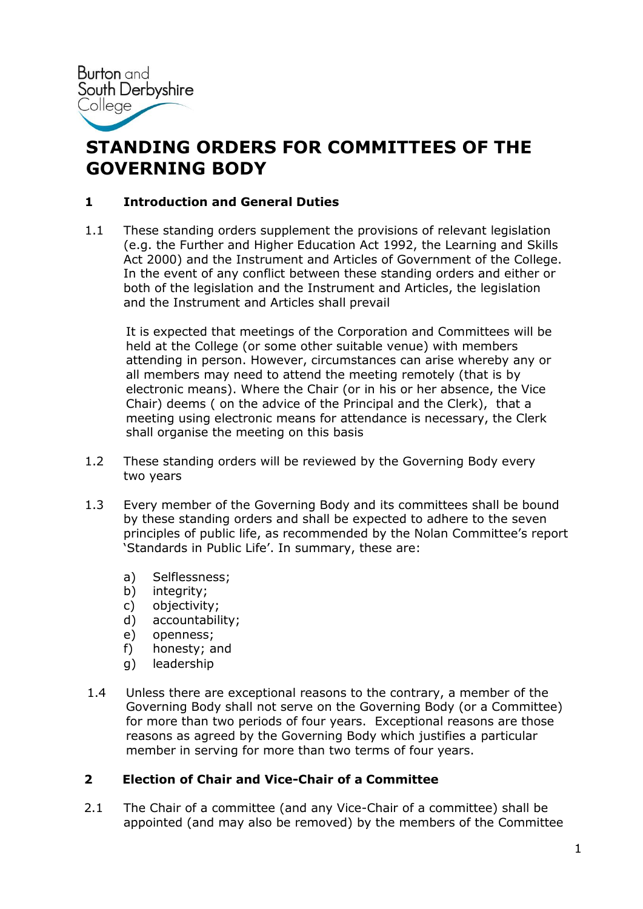Burton and South Derbyshire College

# STANDING ORDERS FOR COMMITTEES OF THE GOVERNING BODY

## 1 Introduction and General Duties

1.1 These standing orders supplement the provisions of relevant legislation (e.g. the Further and Higher Education Act 1992, the Learning and Skills Act 2000) and the Instrument and Articles of Government of the College. In the event of any conflict between these standing orders and either or both of the legislation and the Instrument and Articles, the legislation and the Instrument and Articles shall prevail

It is expected that meetings of the Corporation and Committees will be held at the College (or some other suitable venue) with members attending in person. However, circumstances can arise whereby any or all members may need to attend the meeting remotely (that is by electronic means). Where the Chair (or in his or her absence, the Vice Chair) deems ( on the advice of the Principal and the Clerk), that a meeting using electronic means for attendance is necessary, the Clerk shall organise the meeting on this basis

1.2 These standing orders will be reviewed by the Governing Body every two years

1.3 Every member of the Governing Body and its committees shall be bound by these standing orders and shall be expected to adhere to the seven principles of public life, as recommended by the Nolan Committee's report 'Standards in Public Life'. In summary, these are:

a) Selflessness;
b) integrity;
c) objectivity;
d) accountability;
e) openness;
f) honesty; and
g) leadership

1.4 Unless there are exceptional reasons to the contrary, a member of the Governing Body shall not serve on the Governing Body (or a Committee) for more than two periods of four years. Exceptional reasons are those reasons as agreed by the Governing Body which justifies a particular member in serving for more than two terms of four years.

## 2 Election of Chair and Vice-Chair of a Committee

2.1 The Chair of a committee (and any Vice-Chair of a committee) shall be appointed (and may also be removed) by the members of the Committee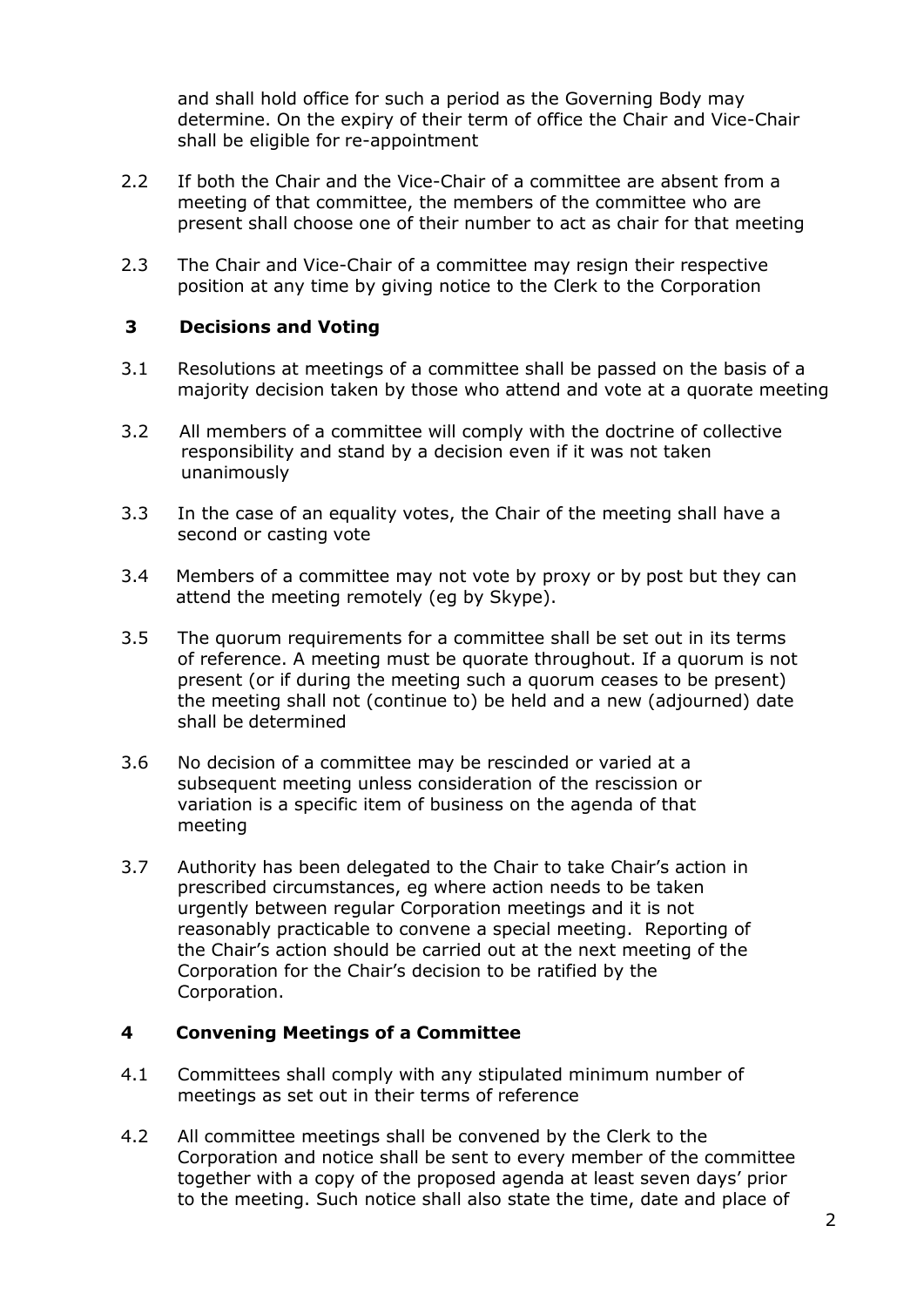and shall hold office for such a period as the Governing Body may determine. On the expiry of their term of office the Chair and Vice-Chair shall be eligible for re-appointment

2.2 If both the Chair and the Vice-Chair of a committee are absent from a meeting of that committee, the members of the committee who are present shall choose one of their number to act as chair for that meeting

2.3 The Chair and Vice-Chair of a committee may resign their respective position at any time by giving notice to the Clerk to the Corporation

## 3 Decisions and Voting

3.1 Resolutions at meetings of a committee shall be passed on the basis of a majority decision taken by those who attend and vote at a quorate meeting

3.2 All members of a committee will comply with the doctrine of collective responsibility and stand by a decision even if it was not taken unanimously

3.3 In the case of an equality votes, the Chair of the meeting shall have a second or casting vote

3.4 Members of a committee may not vote by proxy or by post but they can attend the meeting remotely (eg by Skype).

3.5 The quorum requirements for a committee shall be set out in its terms of reference. A meeting must be quorate throughout. If a quorum is not present (or if during the meeting such a quorum ceases to be present) the meeting shall not (continue to) be held and a new (adjourned) date shall be determined

3.6 No decision of a committee may be rescinded or varied at a subsequent meeting unless consideration of the rescission or variation is a specific item of business on the agenda of that meeting

3.7 Authority has been delegated to the Chair to take Chair's action in prescribed circumstances, eg where action needs to be taken urgently between regular Corporation meetings and it is not reasonably practicable to convene a special meeting. Reporting of the Chair's action should be carried out at the next meeting of the Corporation for the Chair's decision to be ratified by the Corporation.

## 4 Convening Meetings of a Committee

4.1 Committees shall comply with any stipulated minimum number of meetings as set out in their terms of reference

4.2 All committee meetings shall be convened by the Clerk to the Corporation and notice shall be sent to every member of the committee together with a copy of the proposed agenda at least seven days' prior to the meeting. Such notice shall also state the time, date and place of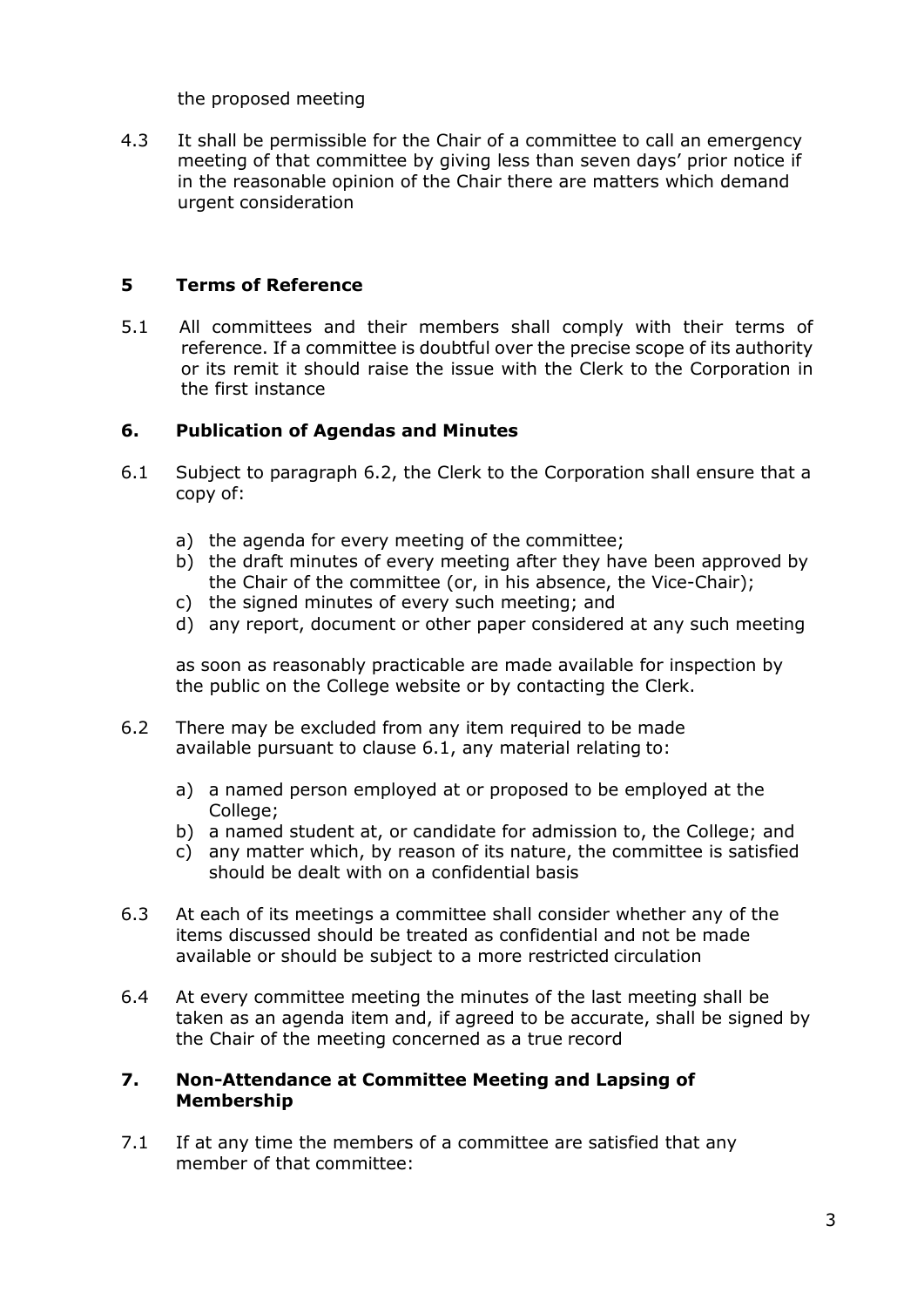the proposed meeting

4.3 It shall be permissible for the Chair of a committee to call an emergency meeting of that committee by giving less than seven days' prior notice if in the reasonable opinion of the Chair there are matters which demand urgent consideration

## 5 Terms of Reference

5.1 All committees and their members shall comply with their terms of reference. If a committee is doubtful over the precise scope of its authority or its remit it should raise the issue with the Clerk to the Corporation in the first instance

## 6. Publication of Agendas and Minutes

6.1 Subject to paragraph 6.2, the Clerk to the Corporation shall ensure that a copy of:

a) the agenda for every meeting of the committee;
b) the draft minutes of every meeting after they have been approved by the Chair of the committee (or, in his absence, the Vice-Chair);
c) the signed minutes of every such meeting; and
d) any report, document or other paper considered at any such meeting

as soon as reasonably practicable are made available for inspection by the public on the College website or by contacting the Clerk.

6.2 There may be excluded from any item required to be made available pursuant to clause 6.1, any material relating to:

a) a named person employed at or proposed to be employed at the College;
b) a named student at, or candidate for admission to, the College; and
c) any matter which, by reason of its nature, the committee is satisfied should be dealt with on a confidential basis

6.3 At each of its meetings a committee shall consider whether any of the items discussed should be treated as confidential and not be made available or should be subject to a more restricted circulation

6.4 At every committee meeting the minutes of the last meeting shall be taken as an agenda item and, if agreed to be accurate, shall be signed by the Chair of the meeting concerned as a true record

## 7. Non-Attendance at Committee Meeting and Lapsing of Membership

7.1 If at any time the members of a committee are satisfied that any member of that committee: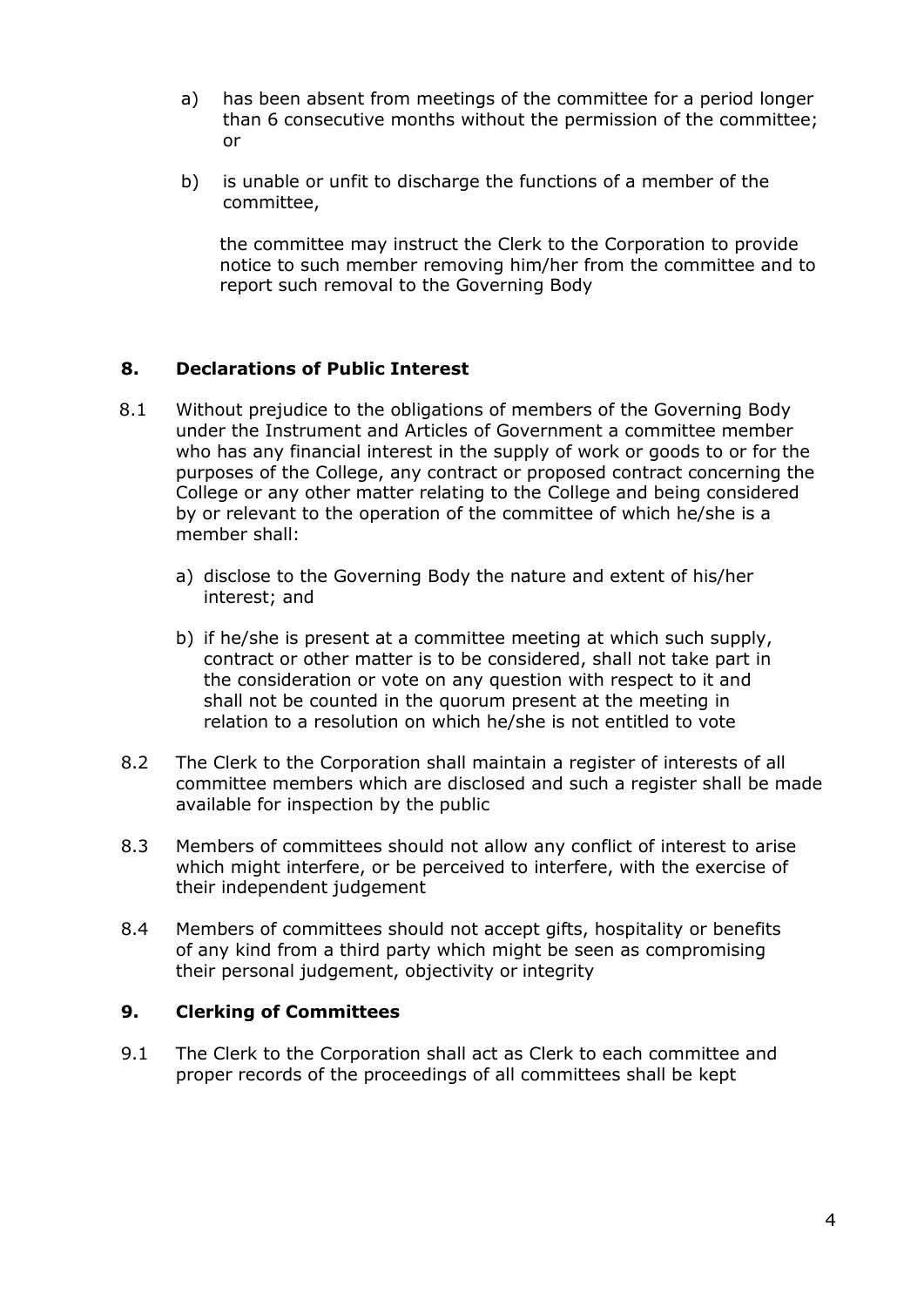a) has been absent from meetings of the committee for a period longer than 6 consecutive months without the permission of the committee; or

b) is unable or unfit to discharge the functions of a member of the committee,

the committee may instruct the Clerk to the Corporation to provide notice to such member removing him/her from the committee and to report such removal to the Governing Body

## 8. Declarations of Public Interest

8.1 Without prejudice to the obligations of members of the Governing Body under the Instrument and Articles of Government a committee member who has any financial interest in the supply of work or goods to or for the purposes of the College, any contract or proposed contract concerning the College or any other matter relating to the College and being considered by or relevant to the operation of the committee of which he/she is a member shall:

a) disclose to the Governing Body the nature and extent of his/her interest; and

b) if he/she is present at a committee meeting at which such supply, contract or other matter is to be considered, shall not take part in the consideration or vote on any question with respect to it and shall not be counted in the quorum present at the meeting in relation to a resolution on which he/she is not entitled to vote

8.2 The Clerk to the Corporation shall maintain a register of interests of all committee members which are disclosed and such a register shall be made available for inspection by the public

8.3 Members of committees should not allow any conflict of interest to arise which might interfere, or be perceived to interfere, with the exercise of their independent judgement

8.4 Members of committees should not accept gifts, hospitality or benefits of any kind from a third party which might be seen as compromising their personal judgement, objectivity or integrity

## 9. Clerking of Committees

9.1 The Clerk to the Corporation shall act as Clerk to each committee and proper records of the proceedings of all committees shall be kept